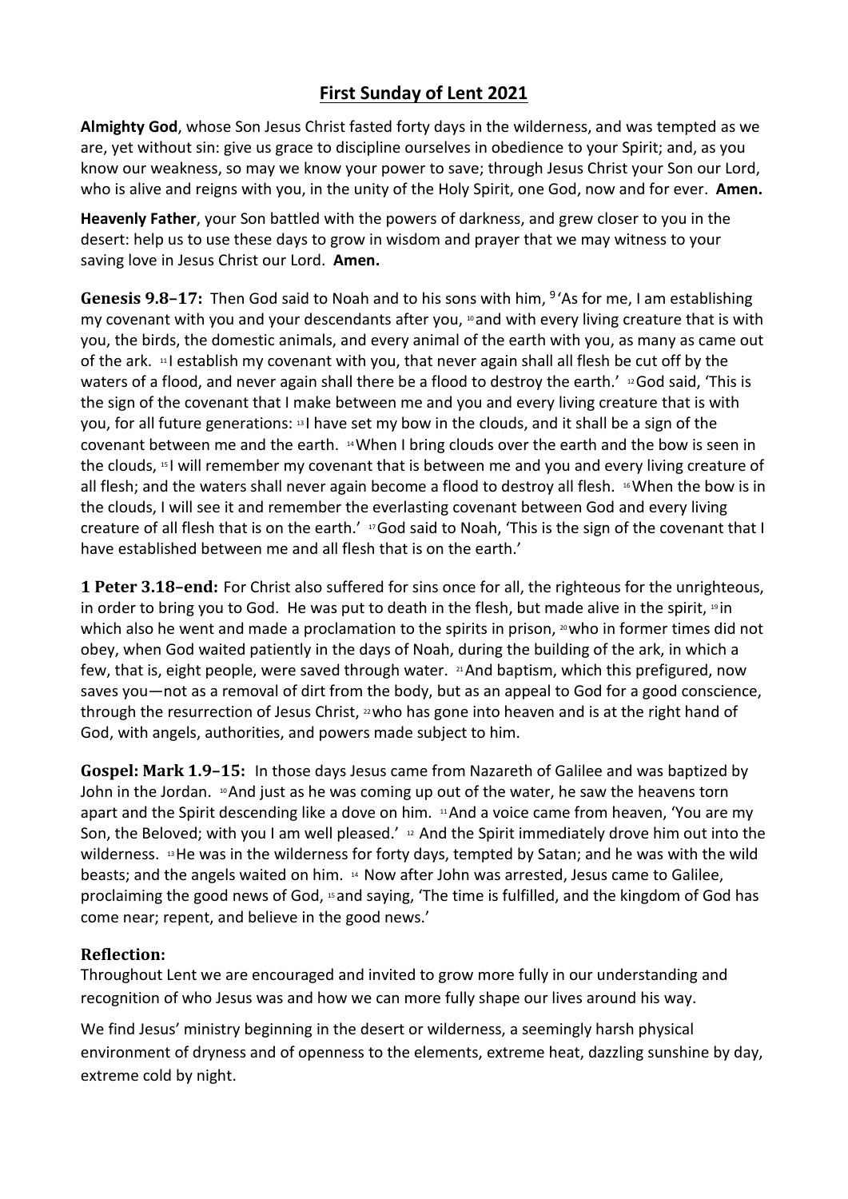# First Sunday of Lent 2021

**Almighty God**, whose Son Jesus Christ fasted forty days in the wilderness, and was tempted as we are, yet without sin: give us grace to discipline ourselves in obedience to your Spirit; and, as you know our weakness, so may we know your power to save; through Jesus Christ your Son our Lord, who is alive and reigns with you, in the unity of the Holy Spirit, one God, now and for ever. **Amen.**

**Heavenly Father**, your Son battled with the powers of darkness, and grew closer to you in the desert: help us to use these days to grow in wisdom and prayer that we may witness to your saving love in Jesus Christ our Lord. **Amen.**

**Genesis 9.8–17:** Then God said to Noah and to his sons with him, [9] 'As for me, I am establishing my covenant with you and your descendants after you, [10] and with every living creature that is with you, the birds, the domestic animals, and every animal of the earth with you, as many as came out of the ark. [11] I establish my covenant with you, that never again shall all flesh be cut off by the waters of a flood, and never again shall there be a flood to destroy the earth.' [12] God said, 'This is the sign of the covenant that I make between me and you and every living creature that is with you, for all future generations: [13] I have set my bow in the clouds, and it shall be a sign of the covenant between me and the earth. [14] When I bring clouds over the earth and the bow is seen in the clouds, [15] I will remember my covenant that is between me and you and every living creature of all flesh; and the waters shall never again become a flood to destroy all flesh. [16] When the bow is in the clouds, I will see it and remember the everlasting covenant between God and every living creature of all flesh that is on the earth.' [17] God said to Noah, 'This is the sign of the covenant that I have established between me and all flesh that is on the earth.'

**1 Peter 3.18–end:** For Christ also suffered for sins once for all, the righteous for the unrighteous, in order to bring you to God. He was put to death in the flesh, but made alive in the spirit, [19] in which also he went and made a proclamation to the spirits in prison, [20] who in former times did not obey, when God waited patiently in the days of Noah, during the building of the ark, in which a few, that is, eight people, were saved through water. [21] And baptism, which this prefigured, now saves you—not as a removal of dirt from the body, but as an appeal to God for a good conscience, through the resurrection of Jesus Christ, [22] who has gone into heaven and is at the right hand of God, with angels, authorities, and powers made subject to him.

**Gospel: Mark 1.9–15:** In those days Jesus came from Nazareth of Galilee and was baptized by John in the Jordan. [10] And just as he was coming up out of the water, he saw the heavens torn apart and the Spirit descending like a dove on him. [11] And a voice came from heaven, 'You are my Son, the Beloved; with you I am well pleased.' [12] And the Spirit immediately drove him out into the wilderness. [13] He was in the wilderness for forty days, tempted by Satan; and he was with the wild beasts; and the angels waited on him. [14] Now after John was arrested, Jesus came to Galilee, proclaiming the good news of God, [15] and saying, 'The time is fulfilled, and the kingdom of God has come near; repent, and believe in the good news.'

## Reflection:

Throughout Lent we are encouraged and invited to grow more fully in our understanding and recognition of who Jesus was and how we can more fully shape our lives around his way.

We find Jesus' ministry beginning in the desert or wilderness, a seemingly harsh physical environment of dryness and of openness to the elements, extreme heat, dazzling sunshine by day, extreme cold by night.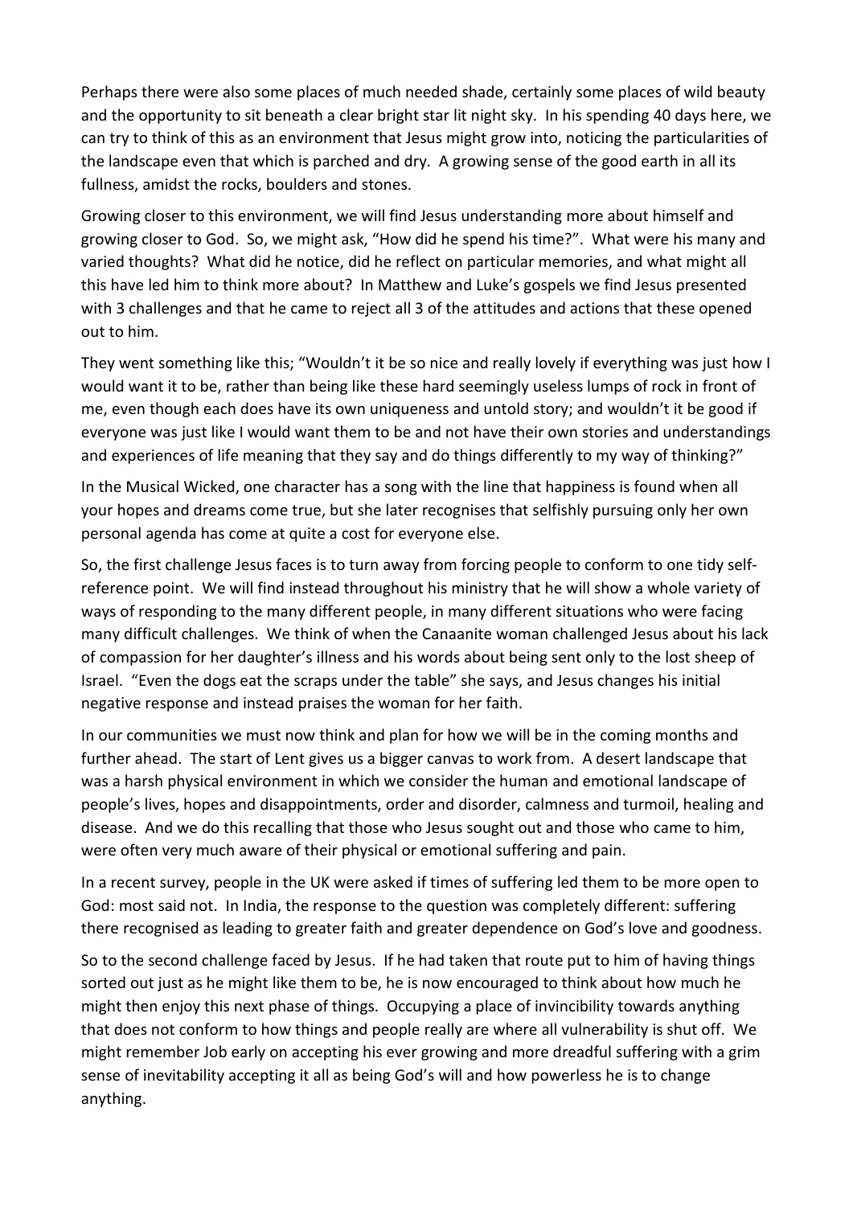Perhaps there were also some places of much needed shade, certainly some places of wild beauty and the opportunity to sit beneath a clear bright star lit night sky. In his spending 40 days here, we can try to think of this as an environment that Jesus might grow into, noticing the particularities of the landscape even that which is parched and dry. A growing sense of the good earth in all its fullness, amidst the rocks, boulders and stones.

Growing closer to this environment, we will find Jesus understanding more about himself and growing closer to God. So, we might ask, "How did he spend his time?". What were his many and varied thoughts? What did he notice, did he reflect on particular memories, and what might all this have led him to think more about? In Matthew and Luke's gospels we find Jesus presented with 3 challenges and that he came to reject all 3 of the attitudes and actions that these opened out to him.

They went something like this; "Wouldn't it be so nice and really lovely if everything was just how I would want it to be, rather than being like these hard seemingly useless lumps of rock in front of me, even though each does have its own uniqueness and untold story; and wouldn't it be good if everyone was just like I would want them to be and not have their own stories and understandings and experiences of life meaning that they say and do things differently to my way of thinking?"

In the Musical Wicked, one character has a song with the line that happiness is found when all your hopes and dreams come true, but she later recognises that selfishly pursuing only her own personal agenda has come at quite a cost for everyone else.

So, the first challenge Jesus faces is to turn away from forcing people to conform to one tidy self-reference point. We will find instead throughout his ministry that he will show a whole variety of ways of responding to the many different people, in many different situations who were facing many difficult challenges. We think of when the Canaanite woman challenged Jesus about his lack of compassion for her daughter's illness and his words about being sent only to the lost sheep of Israel. "Even the dogs eat the scraps under the table" she says, and Jesus changes his initial negative response and instead praises the woman for her faith.

In our communities we must now think and plan for how we will be in the coming months and further ahead. The start of Lent gives us a bigger canvas to work from. A desert landscape that was a harsh physical environment in which we consider the human and emotional landscape of people's lives, hopes and disappointments, order and disorder, calmness and turmoil, healing and disease. And we do this recalling that those who Jesus sought out and those who came to him, were often very much aware of their physical or emotional suffering and pain.

In a recent survey, people in the UK were asked if times of suffering led them to be more open to God: most said not. In India, the response to the question was completely different: suffering there recognised as leading to greater faith and greater dependence on God's love and goodness.

So to the second challenge faced by Jesus. If he had taken that route put to him of having things sorted out just as he might like them to be, he is now encouraged to think about how much he might then enjoy this next phase of things. Occupying a place of invincibility towards anything that does not conform to how things and people really are where all vulnerability is shut off. We might remember Job early on accepting his ever growing and more dreadful suffering with a grim sense of inevitability accepting it all as being God's will and how powerless he is to change anything.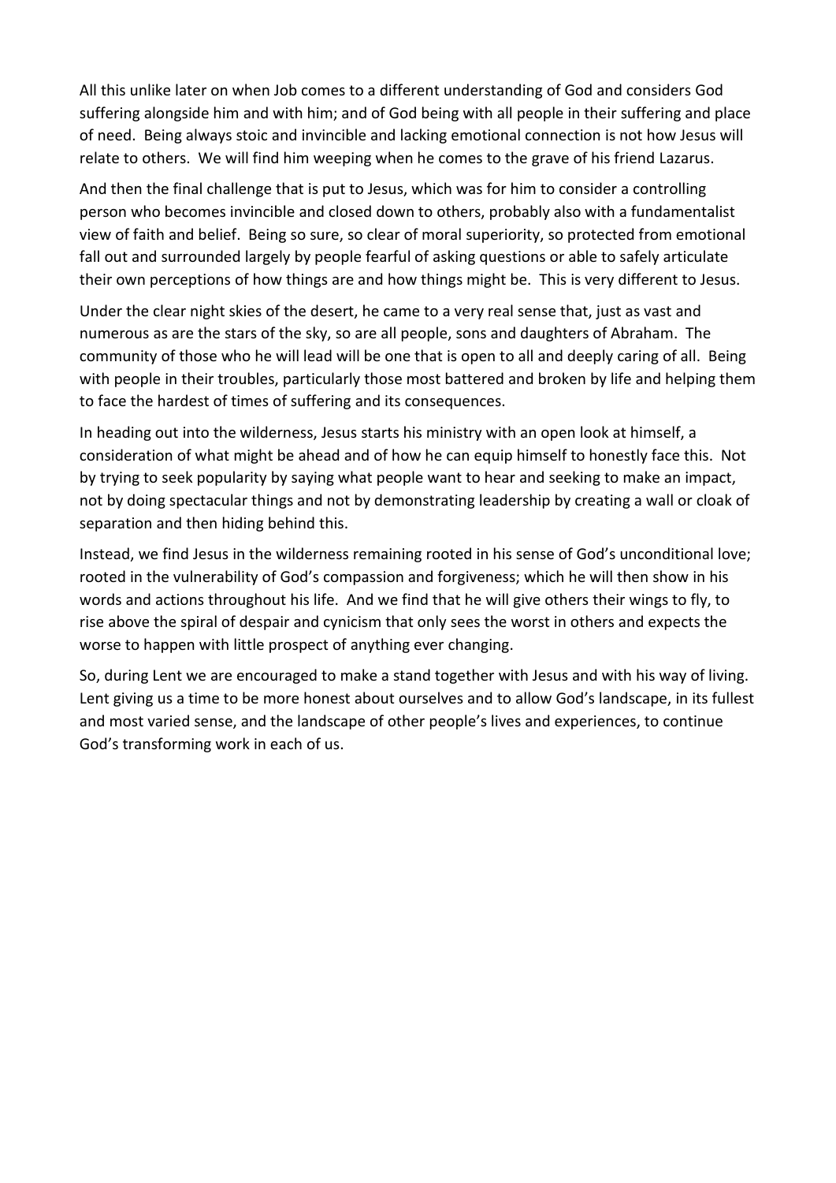All this unlike later on when Job comes to a different understanding of God and considers God suffering alongside him and with him; and of God being with all people in their suffering and place of need. Being always stoic and invincible and lacking emotional connection is not how Jesus will relate to others. We will find him weeping when he comes to the grave of his friend Lazarus.

And then the final challenge that is put to Jesus, which was for him to consider a controlling person who becomes invincible and closed down to others, probably also with a fundamentalist view of faith and belief. Being so sure, so clear of moral superiority, so protected from emotional fall out and surrounded largely by people fearful of asking questions or able to safely articulate their own perceptions of how things are and how things might be. This is very different to Jesus.

Under the clear night skies of the desert, he came to a very real sense that, just as vast and numerous as are the stars of the sky, so are all people, sons and daughters of Abraham. The community of those who he will lead will be one that is open to all and deeply caring of all. Being with people in their troubles, particularly those most battered and broken by life and helping them to face the hardest of times of suffering and its consequences.

In heading out into the wilderness, Jesus starts his ministry with an open look at himself, a consideration of what might be ahead and of how he can equip himself to honestly face this. Not by trying to seek popularity by saying what people want to hear and seeking to make an impact, not by doing spectacular things and not by demonstrating leadership by creating a wall or cloak of separation and then hiding behind this.

Instead, we find Jesus in the wilderness remaining rooted in his sense of God's unconditional love; rooted in the vulnerability of God's compassion and forgiveness; which he will then show in his words and actions throughout his life. And we find that he will give others their wings to fly, to rise above the spiral of despair and cynicism that only sees the worst in others and expects the worse to happen with little prospect of anything ever changing.

So, during Lent we are encouraged to make a stand together with Jesus and with his way of living. Lent giving us a time to be more honest about ourselves and to allow God's landscape, in its fullest and most varied sense, and the landscape of other people's lives and experiences, to continue God's transforming work in each of us.